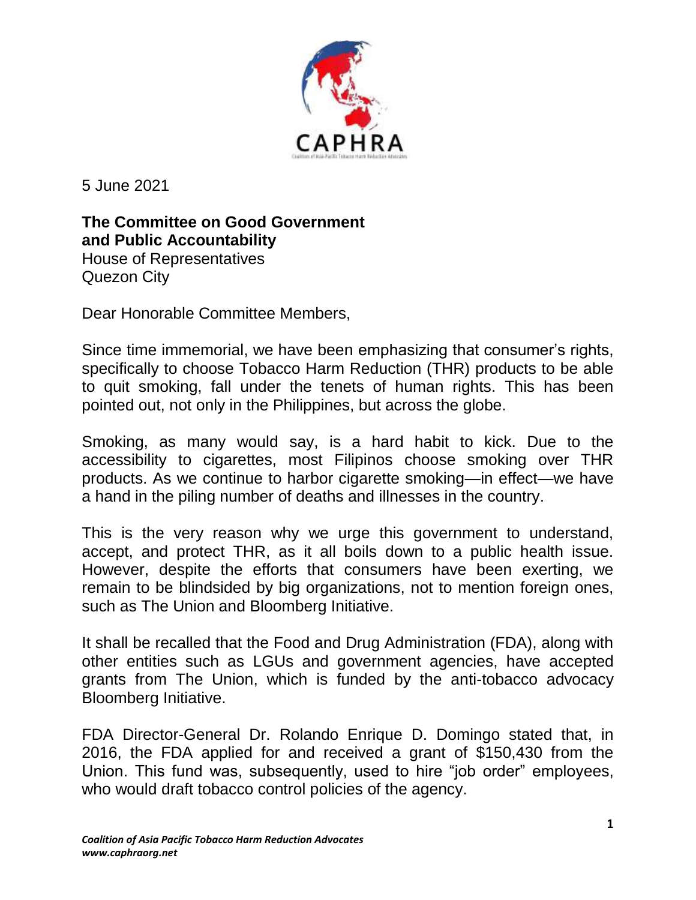CAPHRA

Coalition of Asia-Pacific Tobacco Harm Reduction Advocates

5 June 2021

**The Committee on Good Government and Public Accountability**
House of Representatives
Quezon City

Dear Honorable Committee Members,

Since time immemorial, we have been emphasizing that consumer's rights, specifically to choose Tobacco Harm Reduction (THR) products to be able to quit smoking, fall under the tenets of human rights. This has been pointed out, not only in the Philippines, but across the globe.

Smoking, as many would say, is a hard habit to kick. Due to the accessibility to cigarettes, most Filipinos choose smoking over THR products. As we continue to harbor cigarette smoking—in effect—we have a hand in the piling number of deaths and illnesses in the country.

This is the very reason why we urge this government to understand, accept, and protect THR, as it all boils down to a public health issue. However, despite the efforts that consumers have been exerting, we remain to be blindsided by big organizations, not to mention foreign ones, such as The Union and Bloomberg Initiative.

It shall be recalled that the Food and Drug Administration (FDA), along with other entities such as LGUs and government agencies, have accepted grants from The Union, which is funded by the anti-tobacco advocacy Bloomberg Initiative.

FDA Director-General Dr. Rolando Enrique D. Domingo stated that, in 2016, the FDA applied for and received a grant of $150,430 from the Union. This fund was, subsequently, used to hire "job order" employees, who would draft tobacco control policies of the agency.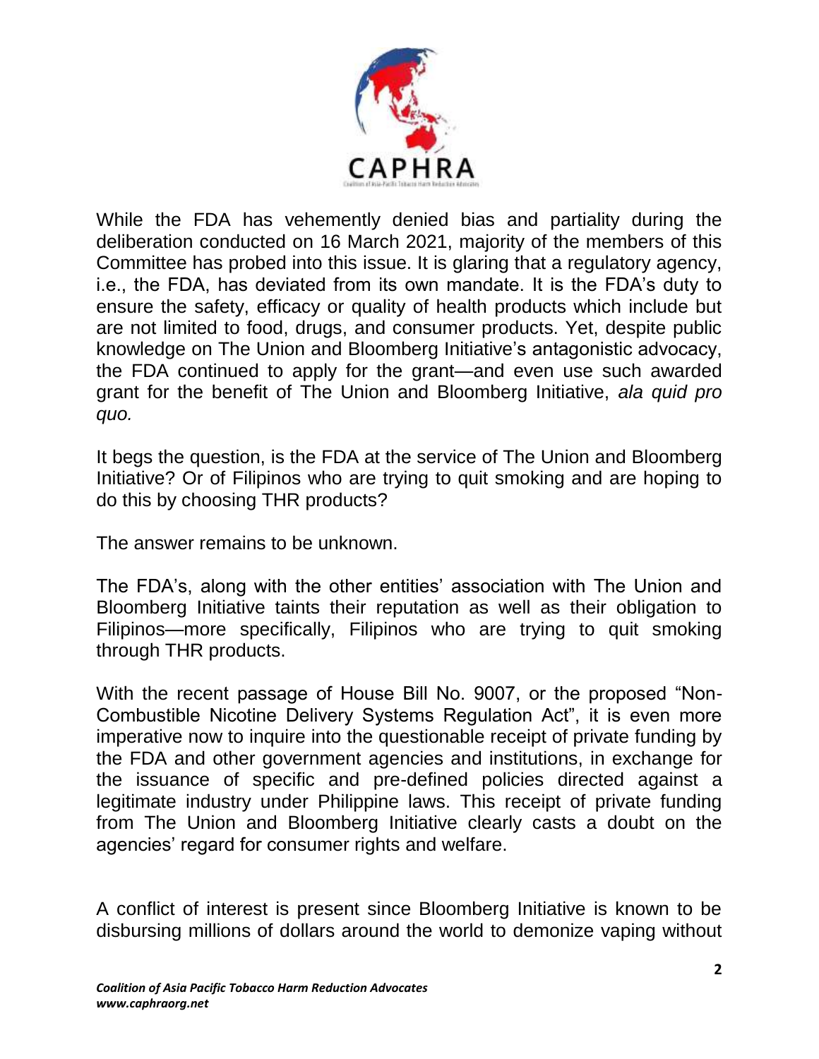While the FDA has vehemently denied bias and partiality during the deliberation conducted on 16 March 2021, majority of the members of this Committee has probed into this issue. It is glaring that a regulatory agency, i.e., the FDA, has deviated from its own mandate. It is the FDA's duty to ensure the safety, efficacy or quality of health products which include but are not limited to food, drugs, and consumer products. Yet, despite public knowledge on The Union and Bloomberg Initiative's antagonistic advocacy, the FDA continued to apply for the grant—and even use such awarded grant for the benefit of The Union and Bloomberg Initiative, *ala quid pro quo.*

It begs the question, is the FDA at the service of The Union and Bloomberg Initiative? Or of Filipinos who are trying to quit smoking and are hoping to do this by choosing THR products?

The answer remains to be unknown.

The FDA's, along with the other entities' association with The Union and Bloomberg Initiative taints their reputation as well as their obligation to Filipinos—more specifically, Filipinos who are trying to quit smoking through THR products.

With the recent passage of House Bill No. 9007, or the proposed "Non-Combustible Nicotine Delivery Systems Regulation Act", it is even more imperative now to inquire into the questionable receipt of private funding by the FDA and other government agencies and institutions, in exchange for the issuance of specific and pre-defined policies directed against a legitimate industry under Philippine laws. This receipt of private funding from The Union and Bloomberg Initiative clearly casts a doubt on the agencies' regard for consumer rights and welfare.

A conflict of interest is present since Bloomberg Initiative is known to be disbursing millions of dollars around the world to demonize vaping without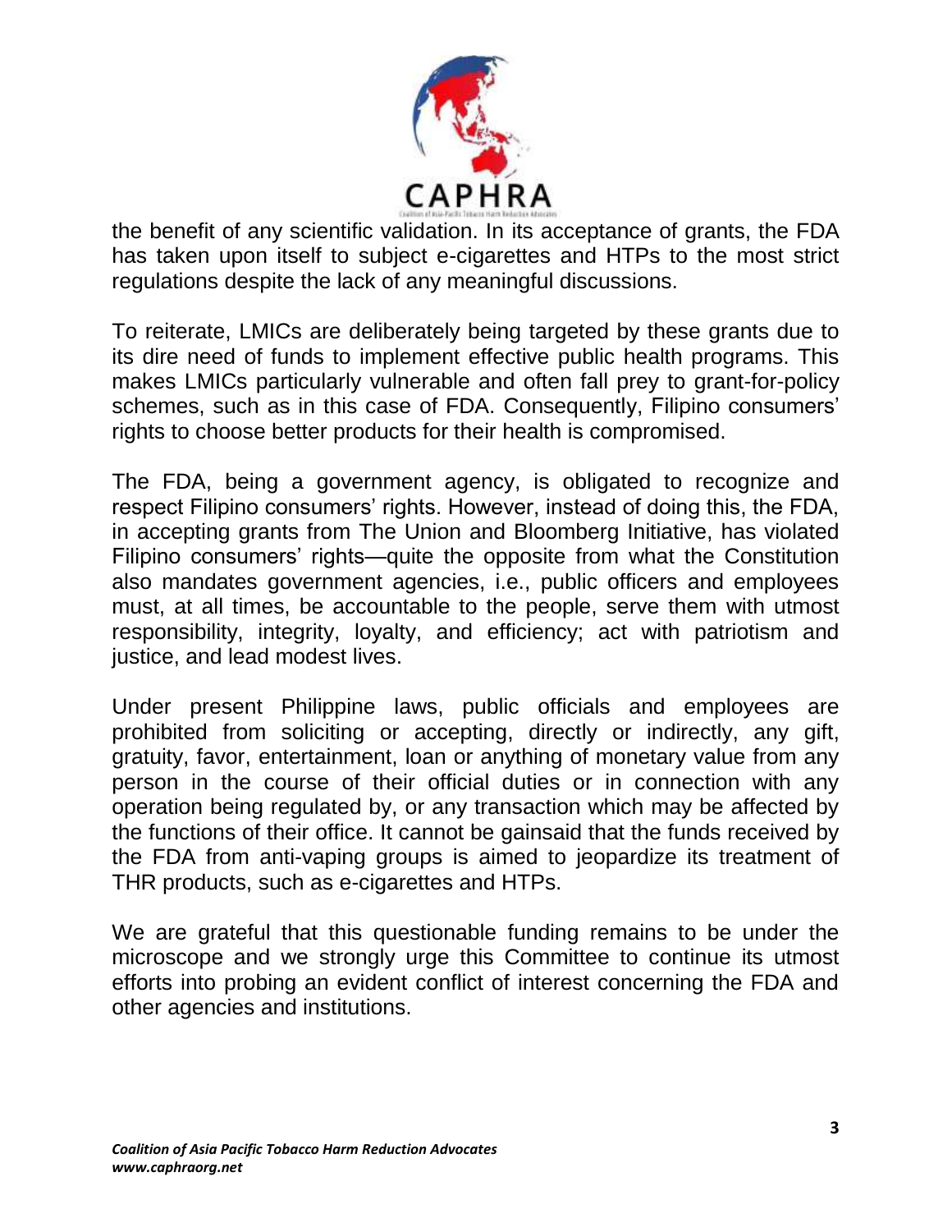the benefit of any scientific validation. In its acceptance of grants, the FDA has taken upon itself to subject e-cigarettes and HTPs to the most strict regulations despite the lack of any meaningful discussions.

To reiterate, LMICs are deliberately being targeted by these grants due to its dire need of funds to implement effective public health programs. This makes LMICs particularly vulnerable and often fall prey to grant-for-policy schemes, such as in this case of FDA. Consequently, Filipino consumers' rights to choose better products for their health is compromised.

The FDA, being a government agency, is obligated to recognize and respect Filipino consumers' rights. However, instead of doing this, the FDA, in accepting grants from The Union and Bloomberg Initiative, has violated Filipino consumers' rights—quite the opposite from what the Constitution also mandates government agencies, i.e., public officers and employees must, at all times, be accountable to the people, serve them with utmost responsibility, integrity, loyalty, and efficiency; act with patriotism and justice, and lead modest lives.

Under present Philippine laws, public officials and employees are prohibited from soliciting or accepting, directly or indirectly, any gift, gratuity, favor, entertainment, loan or anything of monetary value from any person in the course of their official duties or in connection with any operation being regulated by, or any transaction which may be affected by the functions of their office. It cannot be gainsaid that the funds received by the FDA from anti-vaping groups is aimed to jeopardize its treatment of THR products, such as e-cigarettes and HTPs.

We are grateful that this questionable funding remains to be under the microscope and we strongly urge this Committee to continue its utmost efforts into probing an evident conflict of interest concerning the FDA and other agencies and institutions.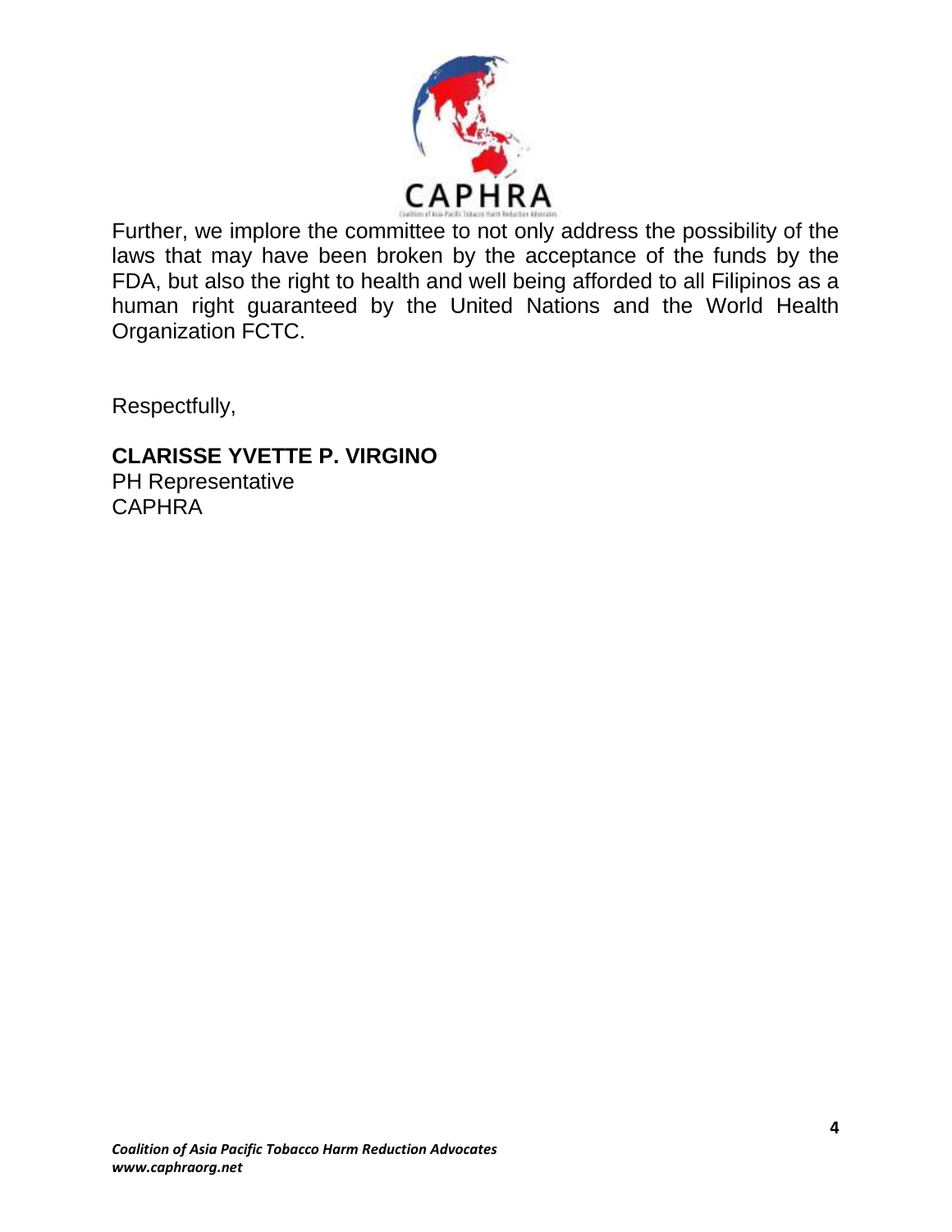Further, we implore the committee to not only address the possibility of the laws that may have been broken by the acceptance of the funds by the FDA, but also the right to health and well being afforded to all Filipinos as a human right guaranteed by the United Nations and the World Health Organization FCTC.

Respectfully,

**CLARISSE YVETTE P. VIRGINO**
PH Representative
CAPHRA